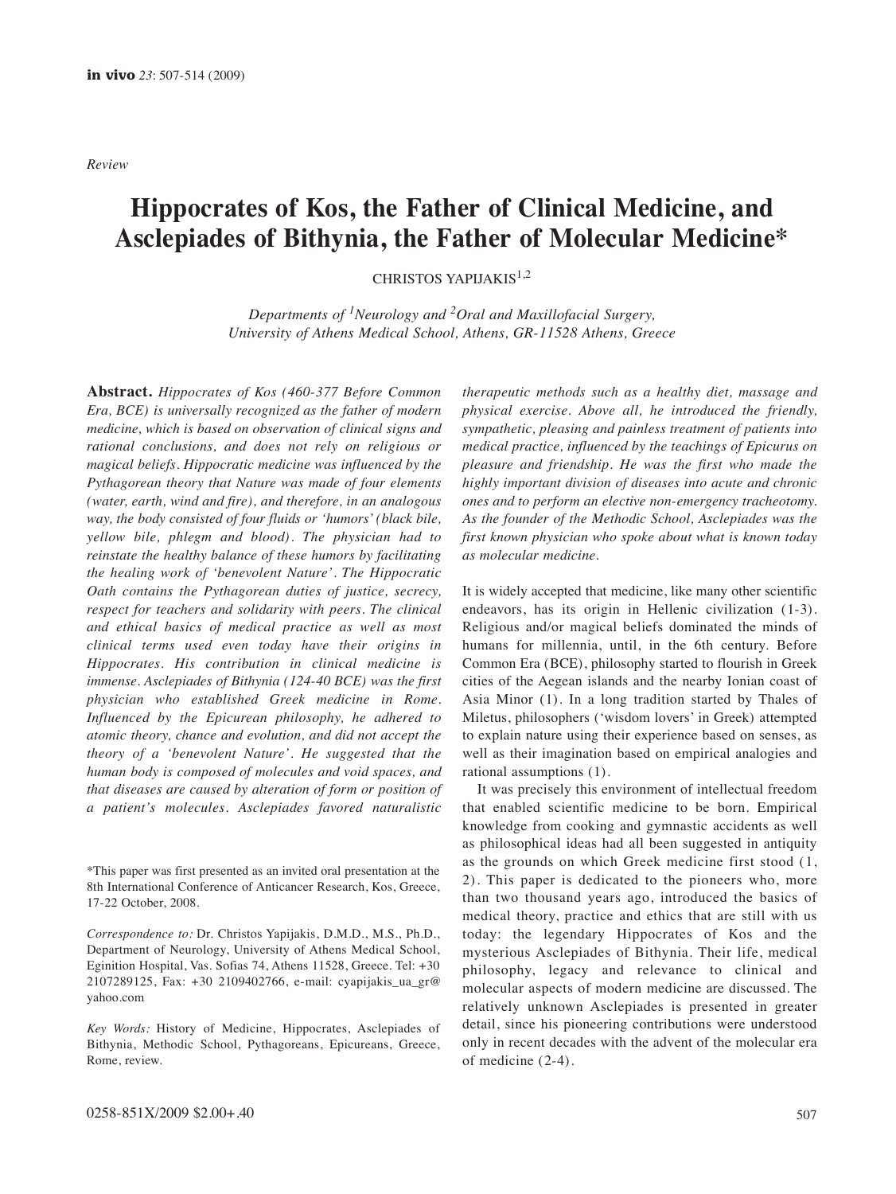*Review*

# Hippocrates of Kos, the Father of Clinical Medicine, and Asclepiades of Bithynia, the Father of Molecular Medicine*

CHRISTOS YAPIJAKIS[1,2]

*Departments of [1]Neurology and [2]Oral and Maxillofacial Surgery, University of Athens Medical School, Athens, GR-11528 Athens, Greece*

**Abstract.** *Hippocrates of Kos (460-377 Before Common Era, BCE) is universally recognized as the father of modern medicine, which is based on observation of clinical signs and rational conclusions, and does not rely on religious or magical beliefs. Hippocratic medicine was influenced by the Pythagorean theory that Nature was made of four elements (water, earth, wind and fire), and therefore, in an analogous way, the body consisted of four fluids or 'humors' (black bile, yellow bile, phlegm and blood). The physician had to reinstate the healthy balance of these humors by facilitating the healing work of 'benevolent Nature'. The Hippocratic Oath contains the Pythagorean duties of justice, secrecy, respect for teachers and solidarity with peers. The clinical and ethical basics of medical practice as well as most clinical terms used even today have their origins in Hippocrates. His contribution in clinical medicine is immense. Asclepiades of Bithynia (124-40 BCE) was the first physician who established Greek medicine in Rome. Influenced by the Epicurean philosophy, he adhered to atomic theory, chance and evolution, and did not accept the theory of a 'benevolent Nature'. He suggested that the human body is composed of molecules and void spaces, and that diseases are caused by alteration of form or position of a patient's molecules. Asclepiades favored naturalistic therapeutic methods such as a healthy diet, massage and physical exercise. Above all, he introduced the friendly, sympathetic, pleasing and painless treatment of patients into medical practice, influenced by the teachings of Epicurus on pleasure and friendship. He was the first who made the highly important division of diseases into acute and chronic ones and to perform an elective non-emergency tracheotomy. As the founder of the Methodic School, Asclepiades was the first known physician who spoke about what is known today as molecular medicine.*

It is widely accepted that medicine, like many other scientific endeavors, has its origin in Hellenic civilization (1-3). Religious and/or magical beliefs dominated the minds of humans for millennia, until, in the 6th century. Before Common Era (BCE), philosophy started to flourish in Greek cities of the Aegean islands and the nearby Ionian coast of Asia Minor (1). In a long tradition started by Thales of Miletus, philosophers ('wisdom lovers' in Greek) attempted to explain nature using their experience based on senses, as well as their imagination based on empirical analogies and rational assumptions (1).

It was precisely this environment of intellectual freedom that enabled scientific medicine to be born. Empirical knowledge from cooking and gymnastic accidents as well as philosophical ideas had all been suggested in antiquity as the grounds on which Greek medicine first stood (1, 2). This paper is dedicated to the pioneers who, more than two thousand years ago, introduced the basics of medical theory, practice and ethics that are still with us today: the legendary Hippocrates of Kos and the mysterious Asclepiades of Bithynia. Their life, medical philosophy, legacy and relevance to clinical and molecular aspects of modern medicine are discussed. The relatively unknown Asclepiades is presented in greater detail, since his pioneering contributions were understood only in recent decades with the advent of the molecular era of medicine (2-4).

*This paper was first presented as an invited oral presentation at the 8th International Conference of Anticancer Research, Kos, Greece, 17-22 October, 2008.

*Correspondence to:* Dr. Christos Yapijakis, D.M.D., M.S., Ph.D., Department of Neurology, University of Athens Medical School, Eginition Hospital, Vas. Sofias 74, Athens 11528, Greece. Tel: +30 2107289125, Fax: +30 2109402766, e-mail: cyapijakis_ua_gr@yahoo.com

*Key Words:* History of Medicine, Hippocrates, Asclepiades of Bithynia, Methodic School, Pythagoreans, Epicureans, Greece, Rome, review.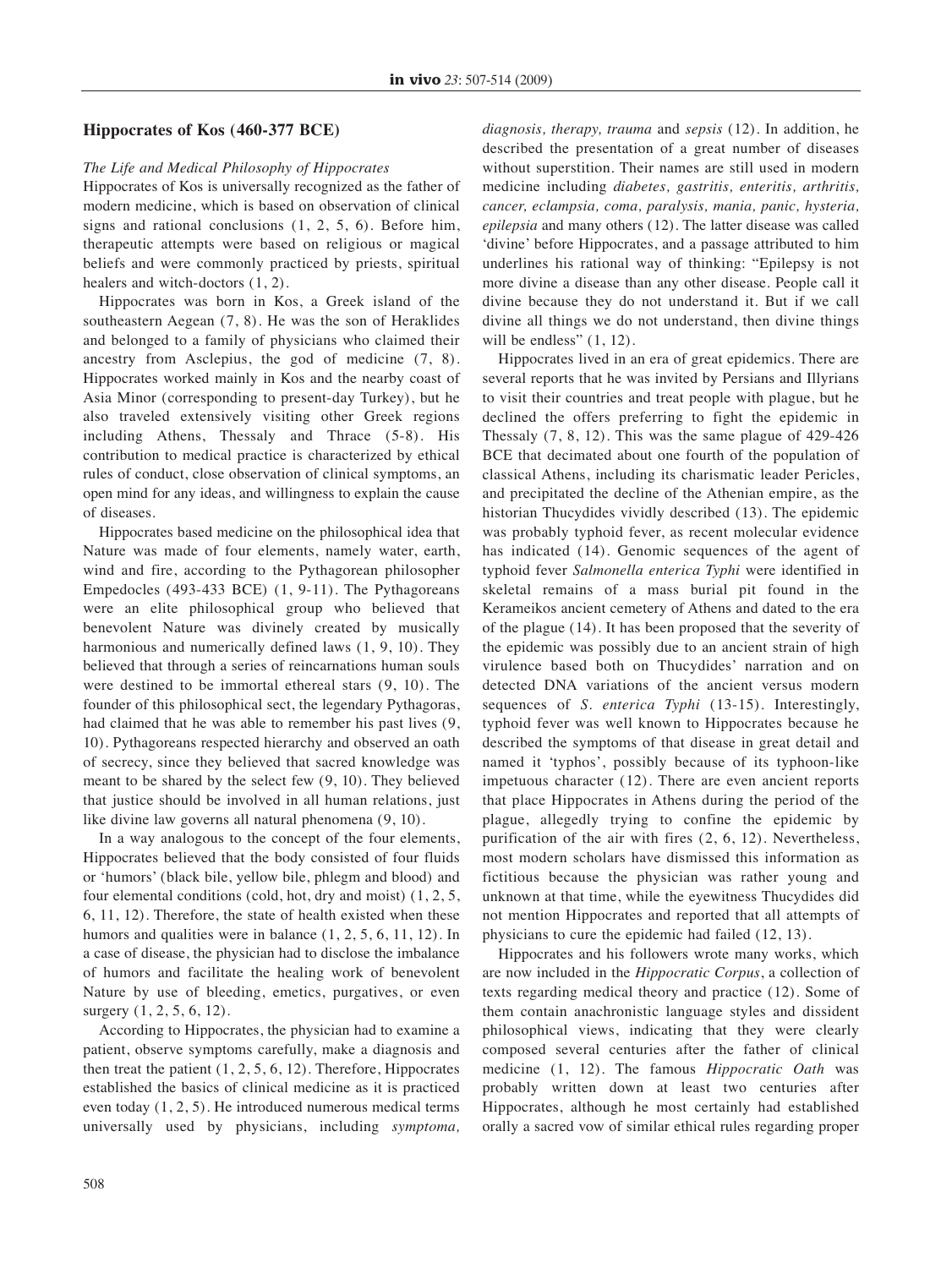## Hippocrates of Kos (460-377 BCE)

### *The Life and Medical Philosophy of Hippocrates*

Hippocrates of Kos is universally recognized as the father of modern medicine, which is based on observation of clinical signs and rational conclusions (1, 2, 5, 6). Before him, therapeutic attempts were based on religious or magical beliefs and were commonly practiced by priests, spiritual healers and witch-doctors (1, 2).

Hippocrates was born in Kos, a Greek island of the southeastern Aegean (7, 8). He was the son of Heraklides and belonged to a family of physicians who claimed their ancestry from Asclepius, the god of medicine (7, 8). Hippocrates worked mainly in Kos and the nearby coast of Asia Minor (corresponding to present-day Turkey), but he also traveled extensively visiting other Greek regions including Athens, Thessaly and Thrace (5-8). His contribution to medical practice is characterized by ethical rules of conduct, close observation of clinical symptoms, an open mind for any ideas, and willingness to explain the cause of diseases.

Hippocrates based medicine on the philosophical idea that Nature was made of four elements, namely water, earth, wind and fire, according to the Pythagorean philosopher Empedocles (493-433 BCE) (1, 9-11). The Pythagoreans were an elite philosophical group who believed that benevolent Nature was divinely created by musically harmonious and numerically defined laws (1, 9, 10). They believed that through a series of reincarnations human souls were destined to be immortal ethereal stars (9, 10). The founder of this philosophical sect, the legendary Pythagoras, had claimed that he was able to remember his past lives (9, 10). Pythagoreans respected hierarchy and observed an oath of secrecy, since they believed that sacred knowledge was meant to be shared by the select few (9, 10). They believed that justice should be involved in all human relations, just like divine law governs all natural phenomena (9, 10).

In a way analogous to the concept of the four elements, Hippocrates believed that the body consisted of four fluids or 'humors' (black bile, yellow bile, phlegm and blood) and four elemental conditions (cold, hot, dry and moist) (1, 2, 5, 6, 11, 12). Therefore, the state of health existed when these humors and qualities were in balance (1, 2, 5, 6, 11, 12). In a case of disease, the physician had to disclose the imbalance of humors and facilitate the healing work of benevolent Nature by use of bleeding, emetics, purgatives, or even surgery (1, 2, 5, 6, 12).

According to Hippocrates, the physician had to examine a patient, observe symptoms carefully, make a diagnosis and then treat the patient (1, 2, 5, 6, 12). Therefore, Hippocrates established the basics of clinical medicine as it is practiced even today (1, 2, 5). He introduced numerous medical terms universally used by physicians, including *symptoma, diagnosis, therapy, trauma* and *sepsis* (12). In addition, he described the presentation of a great number of diseases without superstition. Their names are still used in modern medicine including *diabetes, gastritis, enteritis, arthritis, cancer, eclampsia, coma, paralysis, mania, panic, hysteria, epilepsia* and many others (12). The latter disease was called 'divine' before Hippocrates, and a passage attributed to him underlines his rational way of thinking: "Epilepsy is not more divine a disease than any other disease. People call it divine because they do not understand it. But if we call divine all things we do not understand, then divine things will be endless" (1, 12).

Hippocrates lived in an era of great epidemics. There are several reports that he was invited by Persians and Illyrians to visit their countries and treat people with plague, but he declined the offers preferring to fight the epidemic in Thessaly (7, 8, 12). This was the same plague of 429-426 BCE that decimated about one fourth of the population of classical Athens, including its charismatic leader Pericles, and precipitated the decline of the Athenian empire, as the historian Thucydides vividly described (13). The epidemic was probably typhoid fever, as recent molecular evidence has indicated (14). Genomic sequences of the agent of typhoid fever *Salmonella enterica Typhi* were identified in skeletal remains of a mass burial pit found in the Kerameikos ancient cemetery of Athens and dated to the era of the plague (14). It has been proposed that the severity of the epidemic was possibly due to an ancient strain of high virulence based both on Thucydides' narration and on detected DNA variations of the ancient versus modern sequences of *S. enterica Typhi* (13-15). Interestingly, typhoid fever was well known to Hippocrates because he described the symptoms of that disease in great detail and named it 'typhos', possibly because of its typhoon-like impetuous character (12). There are even ancient reports that place Hippocrates in Athens during the period of the plague, allegedly trying to confine the epidemic by purification of the air with fires (2, 6, 12). Nevertheless, most modern scholars have dismissed this information as fictitious because the physician was rather young and unknown at that time, while the eyewitness Thucydides did not mention Hippocrates and reported that all attempts of physicians to cure the epidemic had failed (12, 13).

Hippocrates and his followers wrote many works, which are now included in the *Hippocratic Corpus*, a collection of texts regarding medical theory and practice (12). Some of them contain anachronistic language styles and dissident philosophical views, indicating that they were clearly composed several centuries after the father of clinical medicine (1, 12). The famous *Hippocratic Oath* was probably written down at least two centuries after Hippocrates, although he most certainly had established orally a sacred vow of similar ethical rules regarding proper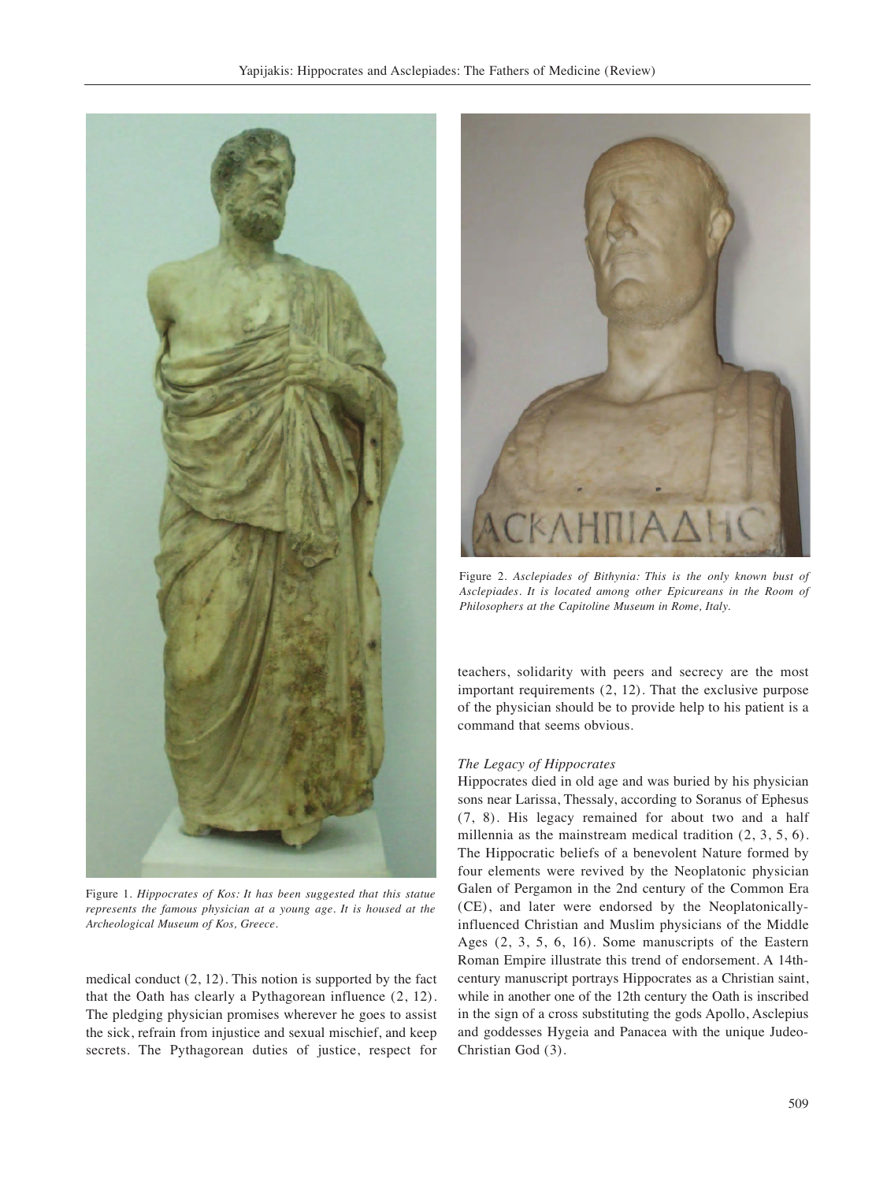Figure 1. *Hippocrates of Kos: It has been suggested that this statue represents the famous physician at a young age. It is housed at the Archeological Museum of Kos, Greece.*

Figure 2. *Asclepiades of Bithynia: This is the only known bust of Asclepiades. It is located among other Epicureans in the Room of Philosophers at the Capitoline Museum in Rome, Italy.*

medical conduct (2, 12). This notion is supported by the fact that the Oath has clearly a Pythagorean influence (2, 12). The pledging physician promises wherever he goes to assist the sick, refrain from injustice and sexual mischief, and keep secrets. The Pythagorean duties of justice, respect for teachers, solidarity with peers and secrecy are the most important requirements (2, 12). That the exclusive purpose of the physician should be to provide help to his patient is a command that seems obvious.

*The Legacy of Hippocrates*

Hippocrates died in old age and was buried by his physician sons near Larissa, Thessaly, according to Soranus of Ephesus (7, 8). His legacy remained for about two and a half millennia as the mainstream medical tradition (2, 3, 5, 6). The Hippocratic beliefs of a benevolent Nature formed by four elements were revived by the Neoplatonic physician Galen of Pergamon in the 2nd century of the Common Era (CE), and later were endorsed by the Neoplatonically-influenced Christian and Muslim physicians of the Middle Ages (2, 3, 5, 6, 16). Some manuscripts of the Eastern Roman Empire illustrate this trend of endorsement. A 14th-century manuscript portrays Hippocrates as a Christian saint, while in another one of the 12th century the Oath is inscribed in the sign of a cross substituting the gods Apollo, Asclepius and goddesses Hygeia and Panacea with the unique Judeo-Christian God (3).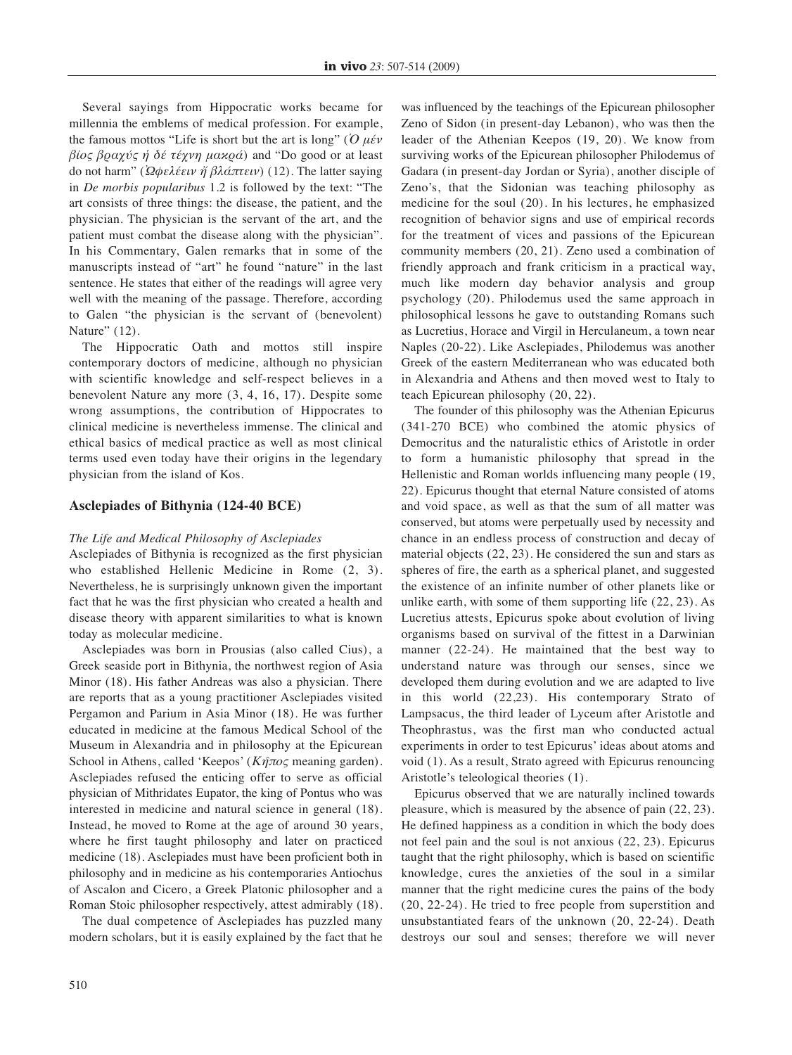Several sayings from Hippocratic works became for millennia the emblems of medical profession. For example, the famous mottos "Life is short but the art is long" (Ὁ μέν βίος βραχύς ἡ δέ τέχνη μακρά) and "Do good or at least do not harm" (Ὠφελέειν ἤ βλάπτειν) (12). The latter saying in *De morbis popularibus* 1.2 is followed by the text: "The art consists of three things: the disease, the patient, and the physician. The physician is the servant of the art, and the patient must combat the disease along with the physician". In his Commentary, Galen remarks that in some of the manuscripts instead of "art" he found "nature" in the last sentence. He states that either of the readings will agree very well with the meaning of the passage. Therefore, according to Galen "the physician is the servant of (benevolent) Nature" (12).

The Hippocratic Oath and mottos still inspire contemporary doctors of medicine, although no physician with scientific knowledge and self-respect believes in a benevolent Nature any more (3, 4, 16, 17). Despite some wrong assumptions, the contribution of Hippocrates to clinical medicine is nevertheless immense. The clinical and ethical basics of medical practice as well as most clinical terms used even today have their origins in the legendary physician from the island of Kos.

## Asclepiades of Bithynia (124-40 BCE)

*The Life and Medical Philosophy of Asclepiades*

Asclepiades of Bithynia is recognized as the first physician who established Hellenic Medicine in Rome (2, 3). Nevertheless, he is surprisingly unknown given the important fact that he was the first physician who created a health and disease theory with apparent similarities to what is known today as molecular medicine.

Asclepiades was born in Prousias (also called Cius), a Greek seaside port in Bithynia, the northwest region of Asia Minor (18). His father Andreas was also a physician. There are reports that as a young practitioner Asclepiades visited Pergamon and Parium in Asia Minor (18). He was further educated in medicine at the famous Medical School of the Museum in Alexandria and in philosophy at the Epicurean School in Athens, called 'Keepos' (Κῆπος meaning garden). Asclepiades refused the enticing offer to serve as official physician of Mithridates Eupator, the king of Pontus who was interested in medicine and natural science in general (18). Instead, he moved to Rome at the age of around 30 years, where he first taught philosophy and later on practiced medicine (18). Asclepiades must have been proficient both in philosophy and in medicine as his contemporaries Antiochus of Ascalon and Cicero, a Greek Platonic philosopher and a Roman Stoic philosopher respectively, attest admirably (18).

The dual competence of Asclepiades has puzzled many modern scholars, but it is easily explained by the fact that he was influenced by the teachings of the Epicurean philosopher Zeno of Sidon (in present-day Lebanon), who was then the leader of the Athenian Keepos (19, 20). We know from surviving works of the Epicurean philosopher Philodemus of Gadara (in present-day Jordan or Syria), another disciple of Zeno's, that the Sidonian was teaching philosophy as medicine for the soul (20). In his lectures, he emphasized recognition of behavior signs and use of empirical records for the treatment of vices and passions of the Epicurean community members (20, 21). Zeno used a combination of friendly approach and frank criticism in a practical way, much like modern day behavior analysis and group psychology (20). Philodemus used the same approach in philosophical lessons he gave to outstanding Romans such as Lucretius, Horace and Virgil in Herculaneum, a town near Naples (20-22). Like Asclepiades, Philodemus was another Greek of the eastern Mediterranean who was educated both in Alexandria and Athens and then moved west to Italy to teach Epicurean philosophy (20, 22).

The founder of this philosophy was the Athenian Epicurus (341-270 BCE) who combined the atomic physics of Democritus and the naturalistic ethics of Aristotle in order to form a humanistic philosophy that spread in the Hellenistic and Roman worlds influencing many people (19, 22). Epicurus thought that eternal Nature consisted of atoms and void space, as well as that the sum of all matter was conserved, but atoms were perpetually used by necessity and chance in an endless process of construction and decay of material objects (22, 23). He considered the sun and stars as spheres of fire, the earth as a spherical planet, and suggested the existence of an infinite number of other planets like or unlike earth, with some of them supporting life (22, 23). As Lucretius attests, Epicurus spoke about evolution of living organisms based on survival of the fittest in a Darwinian manner (22-24). He maintained that the best way to understand nature was through our senses, since we developed them during evolution and we are adapted to live in this world (22,23). His contemporary Strato of Lampsacus, the third leader of Lyceum after Aristotle and Theophrastus, was the first man who conducted actual experiments in order to test Epicurus' ideas about atoms and void (1). As a result, Strato agreed with Epicurus renouncing Aristotle's teleological theories (1).

Epicurus observed that we are naturally inclined towards pleasure, which is measured by the absence of pain (22, 23). He defined happiness as a condition in which the body does not feel pain and the soul is not anxious (22, 23). Epicurus taught that the right philosophy, which is based on scientific knowledge, cures the anxieties of the soul in a similar manner that the right medicine cures the pains of the body (20, 22-24). He tried to free people from superstition and unsubstantiated fears of the unknown (20, 22-24). Death destroys our soul and senses; therefore we will never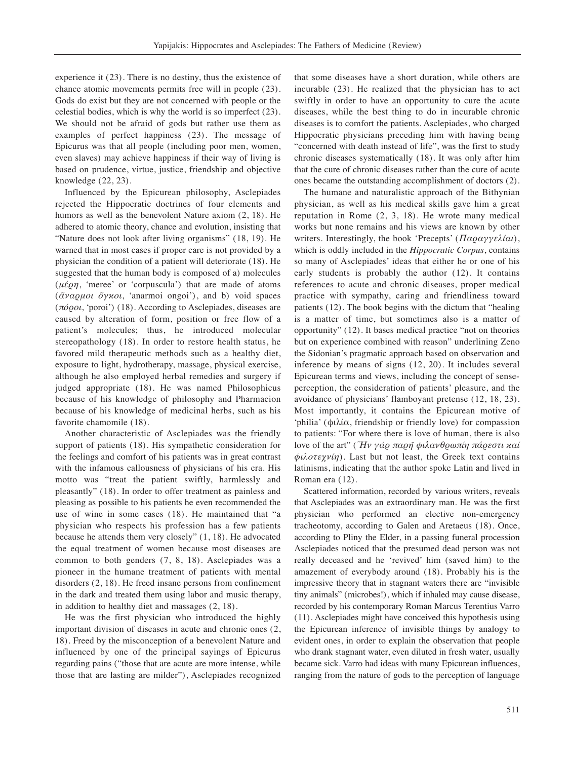experience it (23). There is no destiny, thus the existence of chance atomic movements permits free will in people (23). Gods do exist but they are not concerned with people or the celestial bodies, which is why the world is so imperfect (23). We should not be afraid of gods but rather use them as examples of perfect happiness (23). The message of Epicurus was that all people (including poor men, women, even slaves) may achieve happiness if their way of living is based on prudence, virtue, justice, friendship and objective knowledge (22, 23).

Influenced by the Epicurean philosophy, Asclepiades rejected the Hippocratic doctrines of four elements and humors as well as the benevolent Nature axiom (2, 18). He adhered to atomic theory, chance and evolution, insisting that "Nature does not look after living organisms" (18, 19). He warned that in most cases if proper care is not provided by a physician the condition of a patient will deteriorate (18). He suggested that the human body is composed of a) molecules (*μέρη*, 'meree' or 'corpuscula') that are made of atoms (*ἄναρμοι ὄγκοι*, 'anarmoi ongoi'), and b) void spaces (*πόροι*, 'poroi') (18). According to Asclepiades, diseases are caused by alteration of form, position or free flow of a patient's molecules; thus, he introduced molecular stereopathology (18). In order to restore health status, he favored mild therapeutic methods such as a healthy diet, exposure to light, hydrotherapy, massage, physical exercise, although he also employed herbal remedies and surgery if judged appropriate (18). He was named Philosophicus because of his knowledge of philosophy and Pharmacion because of his knowledge of medicinal herbs, such as his favorite chamomile (18).

Another characteristic of Asclepiades was the friendly support of patients (18). His sympathetic consideration for the feelings and comfort of his patients was in great contrast with the infamous callousness of physicians of his era. His motto was "treat the patient swiftly, harmlessly and pleasantly" (18). In order to offer treatment as painless and pleasing as possible to his patients he even recommended the use of wine in some cases (18). He maintained that "a physician who respects his profession has a few patients because he attends them very closely" (1, 18). He advocated the equal treatment of women because most diseases are common to both genders (7, 8, 18). Asclepiades was a pioneer in the humane treatment of patients with mental disorders (2, 18). He freed insane persons from confinement in the dark and treated them using labor and music therapy, in addition to healthy diet and massages (2, 18).

He was the first physician who introduced the highly important division of diseases in acute and chronic ones (2, 18). Freed by the misconception of a benevolent Nature and influenced by one of the principal sayings of Epicurus regarding pains ("those that are acute are more intense, while those that are lasting are milder"), Asclepiades recognized that some diseases have a short duration, while others are incurable (23). He realized that the physician has to act swiftly in order to have an opportunity to cure the acute diseases, while the best thing to do in incurable chronic diseases is to comfort the patients. Asclepiades, who charged Hippocratic physicians preceding him with having being "concerned with death instead of life", was the first to study chronic diseases systematically (18). It was only after him that the cure of chronic diseases rather than the cure of acute ones became the outstanding accomplishment of doctors (2).

The humane and naturalistic approach of the Bithynian physician, as well as his medical skills gave him a great reputation in Rome (2, 3, 18). He wrote many medical works but none remains and his views are known by other writers. Interestingly, the book 'Precepts' (*Παραγγελίαι*), which is oddly included in the *Hippocratic Corpus*, contains so many of Asclepiades' ideas that either he or one of his early students is probably the author (12). It contains references to acute and chronic diseases, proper medical practice with sympathy, caring and friendliness toward patients (12). The book begins with the dictum that "healing is a matter of time, but sometimes also is a matter of opportunity" (12). It bases medical practice "not on theories but on experience combined with reason" underlining Zeno the Sidonian's pragmatic approach based on observation and inference by means of signs (12, 20). It includes several Epicurean terms and views, including the concept of sense-perception, the consideration of patients' pleasure, and the avoidance of physicians' flamboyant pretense (12, 18, 23). Most importantly, it contains the Epicurean motive of 'philia' (φιλία, friendship or friendly love) for compassion to patients: "For where there is love of human, there is also love of the art" (*Ἤν γάρ παρῇ φιλανθρωπίη πάρεστι καί φιλοτεχνίη*). Last but not least, the Greek text contains latinisms, indicating that the author spoke Latin and lived in Roman era (12).

Scattered information, recorded by various writers, reveals that Asclepiades was an extraordinary man. He was the first physician who performed an elective non-emergency tracheotomy, according to Galen and Aretaeus (18). Once, according to Pliny the Elder, in a passing funeral procession Asclepiades noticed that the presumed dead person was not really deceased and he 'revived' him (saved him) to the amazement of everybody around (18). Probably his is the impressive theory that in stagnant waters there are "invisible tiny animals" (microbes!), which if inhaled may cause disease, recorded by his contemporary Roman Marcus Terentius Varro (11). Asclepiades might have conceived this hypothesis using the Epicurean inference of invisible things by analogy to evident ones, in order to explain the observation that people who drank stagnant water, even diluted in fresh water, usually became sick. Varro had ideas with many Epicurean influences, ranging from the nature of gods to the perception of language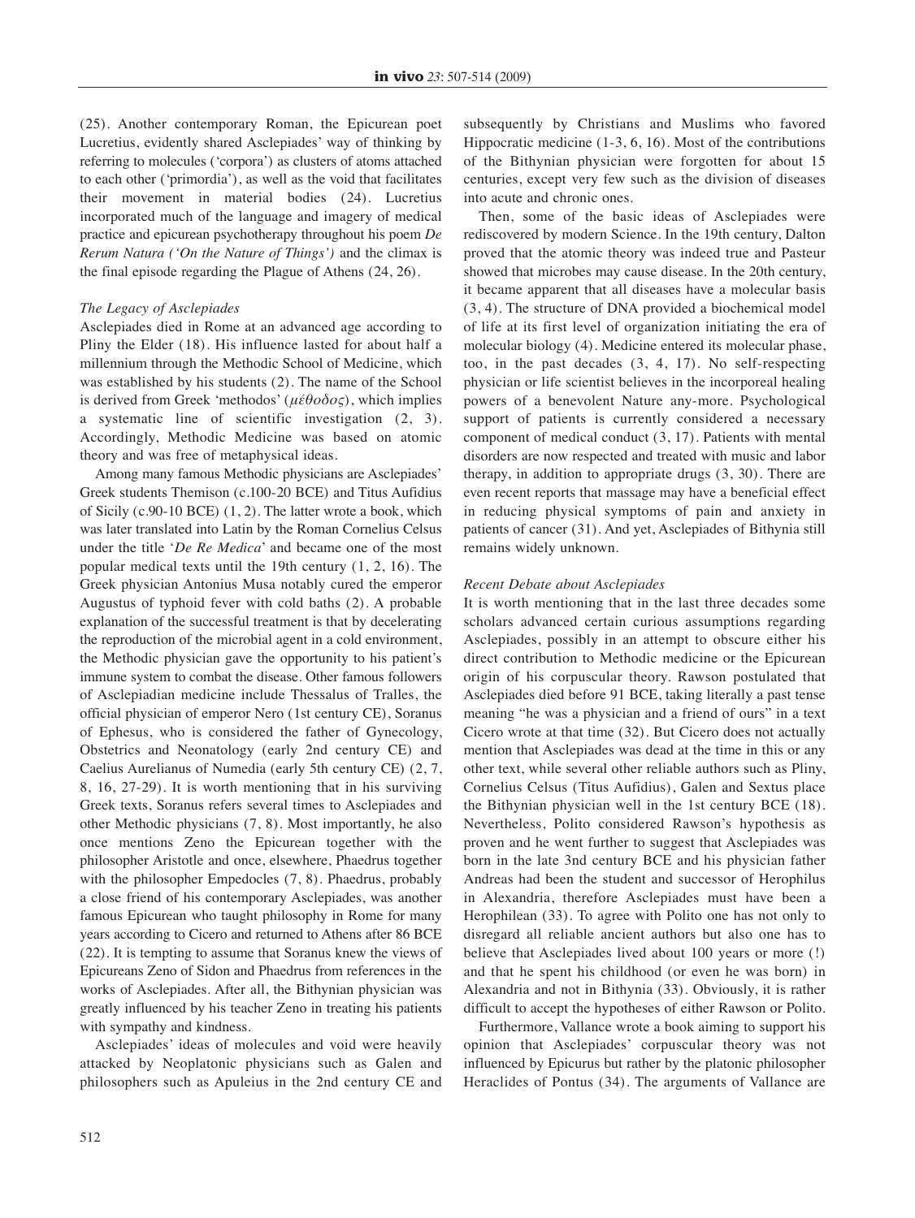(25). Another contemporary Roman, the Epicurean poet Lucretius, evidently shared Asclepiades' way of thinking by referring to molecules ('corpora') as clusters of atoms attached to each other ('primordia'), as well as the void that facilitates their movement in material bodies (24). Lucretius incorporated much of the language and imagery of medical practice and epicurean psychotherapy throughout his poem *De Rerum Natura ('On the Nature of Things')* and the climax is the final episode regarding the Plague of Athens (24, 26).

*The Legacy of Asclepiades*

Asclepiades died in Rome at an advanced age according to Pliny the Elder (18). His influence lasted for about half a millennium through the Methodic School of Medicine, which was established by his students (2). The name of the School is derived from Greek 'methodos' (*μέθοδος*), which implies a systematic line of scientific investigation (2, 3). Accordingly, Methodic Medicine was based on atomic theory and was free of metaphysical ideas.

Among many famous Methodic physicians are Asclepiades' Greek students Themison (c.100-20 BCE) and Titus Aufidius of Sicily (c.90-10 BCE) (1, 2). The latter wrote a book, which was later translated into Latin by the Roman Cornelius Celsus under the title '*De Re Medica*' and became one of the most popular medical texts until the 19th century (1, 2, 16). The Greek physician Antonius Musa notably cured the emperor Augustus of typhoid fever with cold baths (2). A probable explanation of the successful treatment is that by decelerating the reproduction of the microbial agent in a cold environment, the Methodic physician gave the opportunity to his patient's immune system to combat the disease. Other famous followers of Asclepiadian medicine include Thessalus of Tralles, the official physician of emperor Nero (1st century CE), Soranus of Ephesus, who is considered the father of Gynecology, Obstetrics and Neonatology (early 2nd century CE) and Caelius Aurelianus of Numedia (early 5th century CE) (2, 7, 8, 16, 27-29). It is worth mentioning that in his surviving Greek texts, Soranus refers several times to Asclepiades and other Methodic physicians (7, 8). Most importantly, he also once mentions Zeno the Epicurean together with the philosopher Aristotle and once, elsewhere, Phaedrus together with the philosopher Empedocles (7, 8). Phaedrus, probably a close friend of his contemporary Asclepiades, was another famous Epicurean who taught philosophy in Rome for many years according to Cicero and returned to Athens after 86 BCE (22). It is tempting to assume that Soranus knew the views of Epicureans Zeno of Sidon and Phaedrus from references in the works of Asclepiades. After all, the Bithynian physician was greatly influenced by his teacher Zeno in treating his patients with sympathy and kindness.

Asclepiades' ideas of molecules and void were heavily attacked by Neoplatonic physicians such as Galen and philosophers such as Apuleius in the 2nd century CE and subsequently by Christians and Muslims who favored Hippocratic medicine (1-3, 6, 16). Most of the contributions of the Bithynian physician were forgotten for about 15 centuries, except very few such as the division of diseases into acute and chronic ones.

Then, some of the basic ideas of Asclepiades were rediscovered by modern Science. In the 19th century, Dalton proved that the atomic theory was indeed true and Pasteur showed that microbes may cause disease. In the 20th century, it became apparent that all diseases have a molecular basis (3, 4). The structure of DNA provided a biochemical model of life at its first level of organization initiating the era of molecular biology (4). Medicine entered its molecular phase, too, in the past decades (3, 4, 17). No self-respecting physician or life scientist believes in the incorporeal healing powers of a benevolent Nature any-more. Psychological support of patients is currently considered a necessary component of medical conduct (3, 17). Patients with mental disorders are now respected and treated with music and labor therapy, in addition to appropriate drugs (3, 30). There are even recent reports that massage may have a beneficial effect in reducing physical symptoms of pain and anxiety in patients of cancer (31). And yet, Asclepiades of Bithynia still remains widely unknown.

*Recent Debate about Asclepiades*

It is worth mentioning that in the last three decades some scholars advanced certain curious assumptions regarding Asclepiades, possibly in an attempt to obscure either his direct contribution to Methodic medicine or the Epicurean origin of his corpuscular theory. Rawson postulated that Asclepiades died before 91 BCE, taking literally a past tense meaning "he was a physician and a friend of ours" in a text Cicero wrote at that time (32). But Cicero does not actually mention that Asclepiades was dead at the time in this or any other text, while several other reliable authors such as Pliny, Cornelius Celsus (Titus Aufidius), Galen and Sextus place the Bithynian physician well in the 1st century BCE (18). Nevertheless, Polito considered Rawson's hypothesis as proven and he went further to suggest that Asclepiades was born in the late 3nd century BCE and his physician father Andreas had been the student and successor of Herophilus in Alexandria, therefore Asclepiades must have been a Herophilean (33). To agree with Polito one has not only to disregard all reliable ancient authors but also one has to believe that Asclepiades lived about 100 years or more (!) and that he spent his childhood (or even he was born) in Alexandria and not in Bithynia (33). Obviously, it is rather difficult to accept the hypotheses of either Rawson or Polito.

Furthermore, Vallance wrote a book aiming to support his opinion that Asclepiades' corpuscular theory was not influenced by Epicurus but rather by the platonic philosopher Heraclides of Pontus (34). The arguments of Vallance are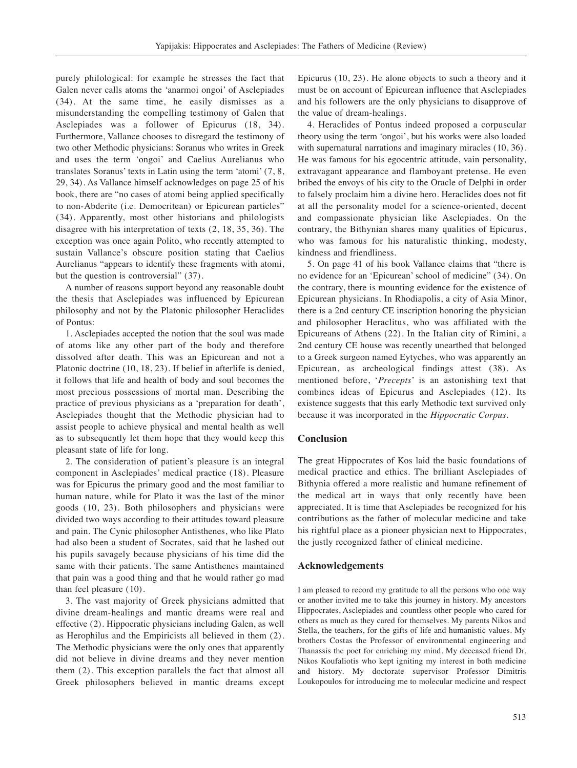purely philological: for example he stresses the fact that Galen never calls atoms the 'anarmoi ongoi' of Asclepiades (34). At the same time, he easily dismisses as a misunderstanding the compelling testimony of Galen that Asclepiades was a follower of Epicurus (18, 34). Furthermore, Vallance chooses to disregard the testimony of two other Methodic physicians: Soranus who writes in Greek and uses the term 'ongoi' and Caelius Aurelianus who translates Soranus' texts in Latin using the term 'atomi' (7, 8, 29, 34). As Vallance himself acknowledges on page 25 of his book, there are "no cases of atomi being applied specifically to non-Abderite (i.e. Democritean) or Epicurean particles" (34). Apparently, most other historians and philologists disagree with his interpretation of texts (2, 18, 35, 36). The exception was once again Polito, who recently attempted to sustain Vallance's obscure position stating that Caelius Aurelianus "appears to identify these fragments with atomi, but the question is controversial" (37).

A number of reasons support beyond any reasonable doubt the thesis that Asclepiades was influenced by Epicurean philosophy and not by the Platonic philosopher Heraclides of Pontus:

1. Asclepiades accepted the notion that the soul was made of atoms like any other part of the body and therefore dissolved after death. This was an Epicurean and not a Platonic doctrine (10, 18, 23). If belief in afterlife is denied, it follows that life and health of body and soul becomes the most precious possessions of mortal man. Describing the practice of previous physicians as a 'preparation for death', Asclepiades thought that the Methodic physician had to assist people to achieve physical and mental health as well as to subsequently let them hope that they would keep this pleasant state of life for long.

2. The consideration of patient's pleasure is an integral component in Asclepiades' medical practice (18). Pleasure was for Epicurus the primary good and the most familiar to human nature, while for Plato it was the last of the minor goods (10, 23). Both philosophers and physicians were divided two ways according to their attitudes toward pleasure and pain. The Cynic philosopher Antisthenes, who like Plato had also been a student of Socrates, said that he lashed out his pupils savagely because physicians of his time did the same with their patients. The same Antisthenes maintained that pain was a good thing and that he would rather go mad than feel pleasure (10).

3. The vast majority of Greek physicians admitted that divine dream-healings and mantic dreams were real and effective (2). Hippocratic physicians including Galen, as well as Herophilus and the Empiricists all believed in them (2). The Methodic physicians were the only ones that apparently did not believe in divine dreams and they never mention them (2). This exception parallels the fact that almost all Greek philosophers believed in mantic dreams except Epicurus (10, 23). He alone objects to such a theory and it must be on account of Epicurean influence that Asclepiades and his followers are the only physicians to disapprove of the value of dream-healings.

4. Heraclides of Pontus indeed proposed a corpuscular theory using the term 'ongoi', but his works were also loaded with supernatural narrations and imaginary miracles (10, 36). He was famous for his egocentric attitude, vain personality, extravagant appearance and flamboyant pretense. He even bribed the envoys of his city to the Oracle of Delphi in order to falsely proclaim him a divine hero. Heraclides does not fit at all the personality model for a science-oriented, decent and compassionate physician like Asclepiades. On the contrary, the Bithynian shares many qualities of Epicurus, who was famous for his naturalistic thinking, modesty, kindness and friendliness.

5. On page 41 of his book Vallance claims that "there is no evidence for an 'Epicurean' school of medicine" (34). On the contrary, there is mounting evidence for the existence of Epicurean physicians. In Rhodiapolis, a city of Asia Minor, there is a 2nd century CE inscription honoring the physician and philosopher Heraclitus, who was affiliated with the Epicureans of Athens (22). In the Italian city of Rimini, a 2nd century CE house was recently unearthed that belonged to a Greek surgeon named Eytyches, who was apparently an Epicurean, as archeological findings attest (38). As mentioned before, '*Precepts*' is an astonishing text that combines ideas of Epicurus and Asclepiades (12). Its existence suggests that this early Methodic text survived only because it was incorporated in the *Hippocratic Corpus*.

## Conclusion

The great Hippocrates of Kos laid the basic foundations of medical practice and ethics. The brilliant Asclepiades of Bithynia offered a more realistic and humane refinement of the medical art in ways that only recently have been appreciated. It is time that Asclepiades be recognized for his contributions as the father of molecular medicine and take his rightful place as a pioneer physician next to Hippocrates, the justly recognized father of clinical medicine.

## Acknowledgements

I am pleased to record my gratitude to all the persons who one way or another invited me to take this journey in history. My ancestors Hippocrates, Asclepiades and countless other people who cared for others as much as they cared for themselves. My parents Nikos and Stella, the teachers, for the gifts of life and humanistic values. My brothers Costas the Professor of environmental engineering and Thanassis the poet for enriching my mind. My deceased friend Dr. Nikos Koufaliotis who kept igniting my interest in both medicine and history. My doctorate supervisor Professor Dimitris Loukopoulos for introducing me to molecular medicine and respect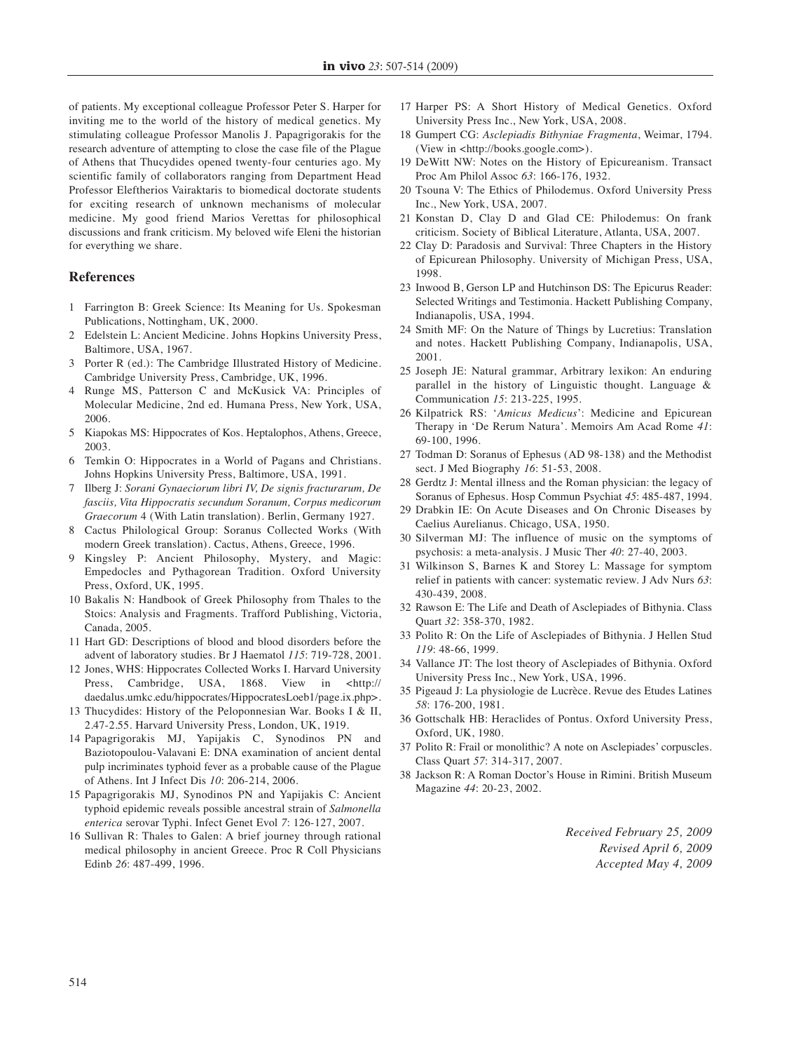of patients. My exceptional colleague Professor Peter S. Harper for inviting me to the world of the history of medical genetics. My stimulating colleague Professor Manolis J. Papagrigorakis for the research adventure of attempting to close the case file of the Plague of Athens that Thucydides opened twenty-four centuries ago. My scientific family of collaborators ranging from Department Head Professor Eleftherios Vairaktaris to biomedical doctorate students for exciting research of unknown mechanisms of molecular medicine. My good friend Marios Verettas for philosophical discussions and frank criticism. My beloved wife Eleni the historian for everything we share.

## References

1. Farrington B: Greek Science: Its Meaning for Us. Spokesman Publications, Nottingham, UK, 2000.
2. Edelstein L: Ancient Medicine. Johns Hopkins University Press, Baltimore, USA, 1967.
3. Porter R (ed.): The Cambridge Illustrated History of Medicine. Cambridge University Press, Cambridge, UK, 1996.
4. Runge MS, Patterson C and McKusick VA: Principles of Molecular Medicine, 2nd ed. Humana Press, New York, USA, 2006.
5. Kiapokas MS: Hippocrates of Kos. Heptalophos, Athens, Greece, 2003.
6. Temkin O: Hippocrates in a World of Pagans and Christians. Johns Hopkins University Press, Baltimore, USA, 1991.
7. Ilberg J: *Sorani Gynaeciorum libri IV, De signis fracturarum, De fasciis, Vita Hippocratis secundum Soranum, Corpus medicorum Graecorum* 4 (With Latin translation). Berlin, Germany 1927.
8. Cactus Philological Group: Soranus Collected Works (With modern Greek translation). Cactus, Athens, Greece, 1996.
9. Kingsley P: Ancient Philosophy, Mystery, and Magic: Empedocles and Pythagorean Tradition. Oxford University Press, Oxford, UK, 1995.
10. Bakalis N: Handbook of Greek Philosophy from Thales to the Stoics: Analysis and Fragments. Trafford Publishing, Victoria, Canada, 2005.
11. Hart GD: Descriptions of blood and blood disorders before the advent of laboratory studies. Br J Haematol *115*: 719-728, 2001.
12. Jones, WHS: Hippocrates Collected Works I. Harvard University Press, Cambridge, USA, 1868. View in <http://daedalus.umkc.edu/hippocrates/HippocratesLoeb1/page.ix.php>.
13. Thucydides: History of the Peloponnesian War. Books I & II, 2.47-2.55. Harvard University Press, London, UK, 1919.
14. Papagrigorakis MJ, Yapijakis C, Synodinos PN and Baziotopoulou-Valavani E: DNA examination of ancient dental pulp incriminates typhoid fever as a probable cause of the Plague of Athens. Int J Infect Dis *10*: 206-214, 2006.
15. Papagrigorakis MJ, Synodinos PN and Yapijakis C: Ancient typhoid epidemic reveals possible ancestral strain of *Salmonella enterica* serovar Typhi. Infect Genet Evol *7*: 126-127, 2007.
16. Sullivan R: Thales to Galen: A brief journey through rational medical philosophy in ancient Greece. Proc R Coll Physicians Edinb *26*: 487-499, 1996.
17. Harper PS: A Short History of Medical Genetics. Oxford University Press Inc., New York, USA, 2008.
18. Gumpert CG: *Asclepiadis Bithyniae Fragmenta*, Weimar, 1794. (View in <http://books.google.com>).
19. DeWitt NW: Notes on the History of Epicureanism. Transact Proc Am Philol Assoc *63*: 166-176, 1932.
20. Tsouna V: The Ethics of Philodemus. Oxford University Press Inc., New York, USA, 2007.
21. Konstan D, Clay D and Glad CE: Philodemus: On frank criticism. Society of Biblical Literature, Atlanta, USA, 2007.
22. Clay D: Paradosis and Survival: Three Chapters in the History of Epicurean Philosophy. University of Michigan Press, USA, 1998.
23. Inwood B, Gerson LP and Hutchinson DS: The Epicurus Reader: Selected Writings and Testimonia. Hackett Publishing Company, Indianapolis, USA, 1994.
24. Smith MF: On the Nature of Things by Lucretius: Translation and notes. Hackett Publishing Company, Indianapolis, USA, 2001.
25. Joseph JE: Natural grammar, Arbitrary lexikon: An enduring parallel in the history of Linguistic thought. Language & Communication *15*: 213-225, 1995.
26. Kilpatrick RS: '*Amicus Medicus*': Medicine and Epicurean Therapy in 'De Rerum Natura'. Memoirs Am Acad Rome *41*: 69-100, 1996.
27. Todman D: Soranus of Ephesus (AD 98-138) and the Methodist sect. J Med Biography *16*: 51-53, 2008.
28. Gerdtz J: Mental illness and the Roman physician: the legacy of Soranus of Ephesus. Hosp Commun Psychiat *45*: 485-487, 1994.
29. Drabkin IE: On Acute Diseases and On Chronic Diseases by Caelius Aurelianus. Chicago, USA, 1950.
30. Silverman MJ: The influence of music on the symptoms of psychosis: a meta-analysis. J Music Ther *40*: 27-40, 2003.
31. Wilkinson S, Barnes K and Storey L: Massage for symptom relief in patients with cancer: systematic review. J Adv Nurs *63*: 430-439, 2008.
32. Rawson E: The Life and Death of Asclepiades of Bithynia. Class Quart *32*: 358-370, 1982.
33. Polito R: On the Life of Asclepiades of Bithynia. J Hellen Stud *119*: 48-66, 1999.
34. Vallance JT: The lost theory of Asclepiades of Bithynia. Oxford University Press Inc., New York, USA, 1996.
35. Pigeaud J: La physiologie de Lucrèce. Revue des Etudes Latines *58*: 176-200, 1981.
36. Gottschalk HB: Heraclides of Pontus. Oxford University Press, Oxford, UK, 1980.
37. Polito R: Frail or monolithic? A note on Asclepiades' corpuscles. Class Quart *57*: 314-317, 2007.
38. Jackson R: A Roman Doctor's House in Rimini. British Museum Magazine *44*: 20-23, 2002.

*Received February 25, 2009*
*Revised April 6, 2009*
*Accepted May 4, 2009*